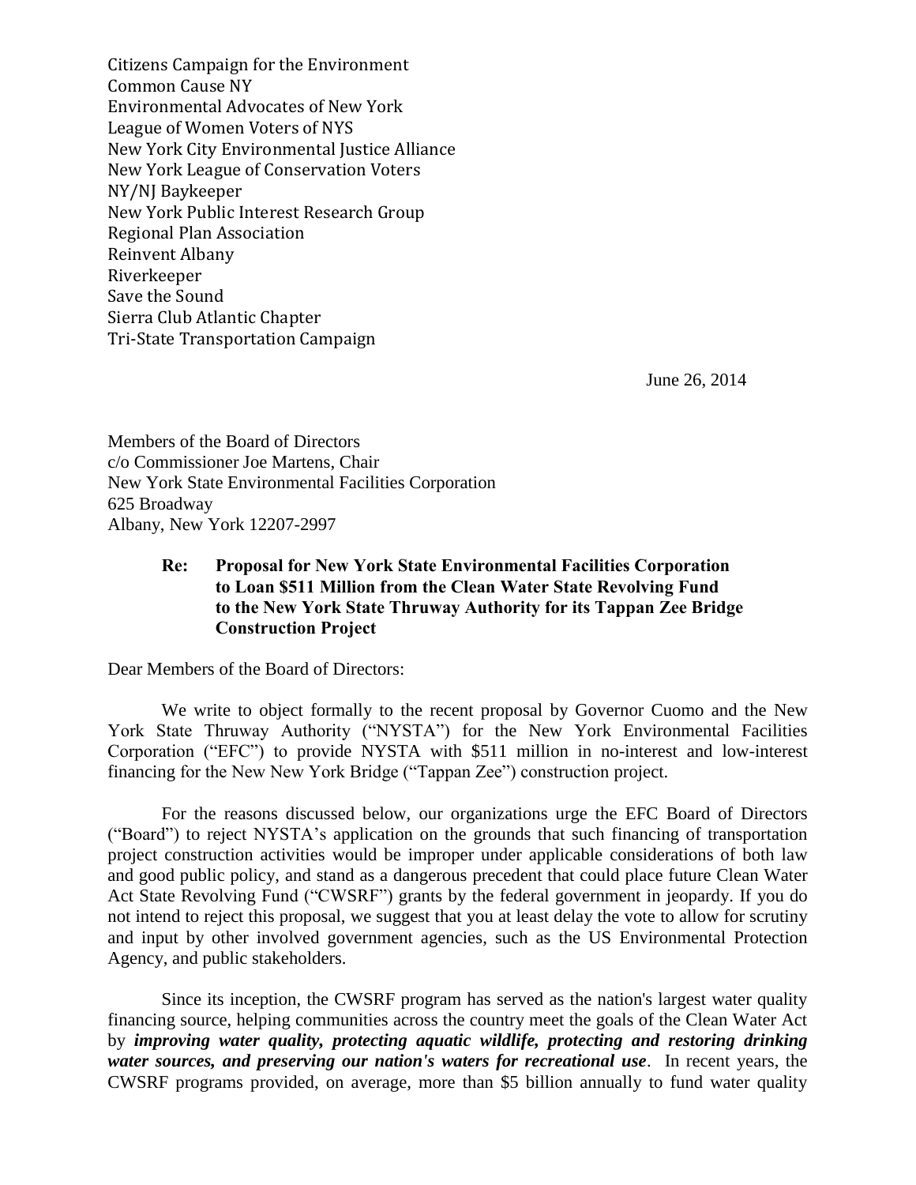Citizens Campaign for the Environment
Common Cause NY
Environmental Advocates of New York
League of Women Voters of NYS
New York City Environmental Justice Alliance
New York League of Conservation Voters
NY/NJ Baykeeper
New York Public Interest Research Group
Regional Plan Association
Reinvent Albany
Riverkeeper
Save the Sound
Sierra Club Atlantic Chapter
Tri-State Transportation Campaign

June 26, 2014

Members of the Board of Directors
c/o Commissioner Joe Martens, Chair
New York State Environmental Facilities Corporation
625 Broadway
Albany, New York 12207-2997

**Re: Proposal for New York State Environmental Facilities Corporation to Loan $511 Million from the Clean Water State Revolving Fund to the New York State Thruway Authority for its Tappan Zee Bridge Construction Project**

Dear Members of the Board of Directors:

We write to object formally to the recent proposal by Governor Cuomo and the New York State Thruway Authority ("NYSTA") for the New York Environmental Facilities Corporation ("EFC") to provide NYSTA with $511 million in no-interest and low-interest financing for the New New York Bridge ("Tappan Zee") construction project.

For the reasons discussed below, our organizations urge the EFC Board of Directors ("Board") to reject NYSTA's application on the grounds that such financing of transportation project construction activities would be improper under applicable considerations of both law and good public policy, and stand as a dangerous precedent that could place future Clean Water Act State Revolving Fund ("CWSRF") grants by the federal government in jeopardy. If you do not intend to reject this proposal, we suggest that you at least delay the vote to allow for scrutiny and input by other involved government agencies, such as the US Environmental Protection Agency, and public stakeholders.

Since its inception, the CWSRF program has served as the nation's largest water quality financing source, helping communities across the country meet the goals of the Clean Water Act by ***improving water quality, protecting aquatic wildlife, protecting and restoring drinking water sources, and preserving our nation's waters for recreational use***. In recent years, the CWSRF programs provided, on average, more than $5 billion annually to fund water quality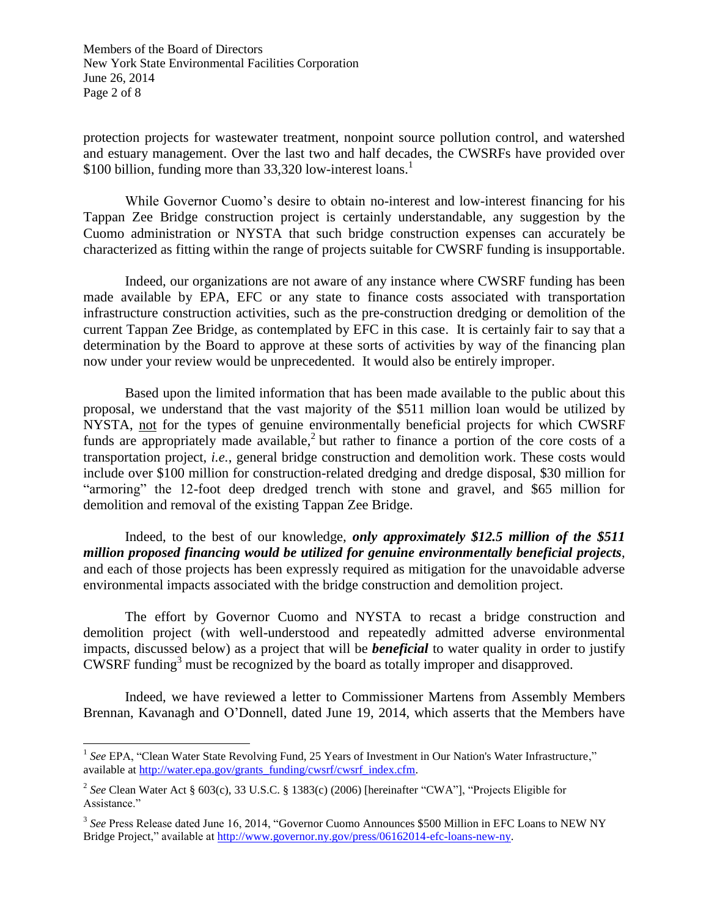protection projects for wastewater treatment, nonpoint source pollution control, and watershed and estuary management. Over the last two and half decades, the CWSRFs have provided over $100 billion, funding more than 33,320 low-interest loans.[1]

While Governor Cuomo's desire to obtain no-interest and low-interest financing for his Tappan Zee Bridge construction project is certainly understandable, any suggestion by the Cuomo administration or NYSTA that such bridge construction expenses can accurately be characterized as fitting within the range of projects suitable for CWSRF funding is insupportable.

Indeed, our organizations are not aware of any instance where CWSRF funding has been made available by EPA, EFC or any state to finance costs associated with transportation infrastructure construction activities, such as the pre-construction dredging or demolition of the current Tappan Zee Bridge, as contemplated by EFC in this case. It is certainly fair to say that a determination by the Board to approve at these sorts of activities by way of the financing plan now under your review would be unprecedented. It would also be entirely improper.

Based upon the limited information that has been made available to the public about this proposal, we understand that the vast majority of the $511 million loan would be utilized by NYSTA, <u>not</u> for the types of genuine environmentally beneficial projects for which CWSRF funds are appropriately made available,[2] but rather to finance a portion of the core costs of a transportation project, *i.e.*, general bridge construction and demolition work. These costs would include over $100 million for construction-related dredging and dredge disposal, $30 million for "armoring" the 12-foot deep dredged trench with stone and gravel, and $65 million for demolition and removal of the existing Tappan Zee Bridge.

Indeed, to the best of our knowledge, ***only approximately $12.5 million of the $511 million proposed financing would be utilized for genuine environmentally beneficial projects***, and each of those projects has been expressly required as mitigation for the unavoidable adverse environmental impacts associated with the bridge construction and demolition project.

The effort by Governor Cuomo and NYSTA to recast a bridge construction and demolition project (with well-understood and repeatedly admitted adverse environmental impacts, discussed below) as a project that will be ***beneficial*** to water quality in order to justify CWSRF funding[3] must be recognized by the board as totally improper and disapproved.

Indeed, we have reviewed a letter to Commissioner Martens from Assembly Members Brennan, Kavanagh and O'Donnell, dated June 19, 2014, which asserts that the Members have

---

[1] *See* EPA, "Clean Water State Revolving Fund, 25 Years of Investment in Our Nation's Water Infrastructure," available at http://water.epa.gov/grants_funding/cwsrf/cwsrf_index.cfm.

[2] *See* Clean Water Act § 603(c), 33 U.S.C. § 1383(c) (2006) [hereinafter "CWA"], "Projects Eligible for Assistance."

[3] *See* Press Release dated June 16, 2014, "Governor Cuomo Announces $500 Million in EFC Loans to NEW NY Bridge Project," available at http://www.governor.ny.gov/press/06162014-efc-loans-new-ny.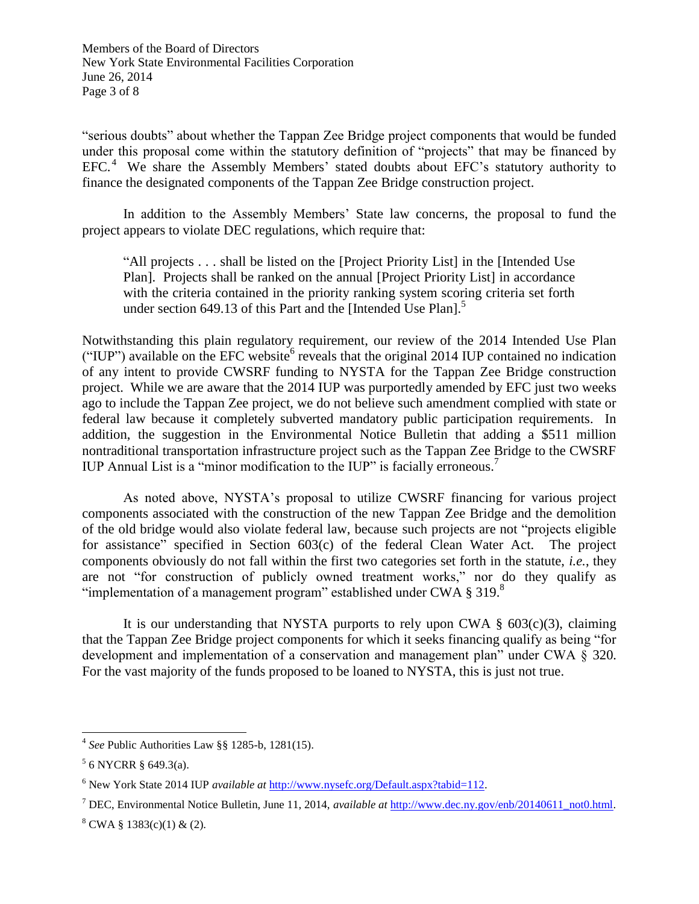"serious doubts" about whether the Tappan Zee Bridge project components that would be funded under this proposal come within the statutory definition of "projects" that may be financed by EFC.[4] We share the Assembly Members' stated doubts about EFC's statutory authority to finance the designated components of the Tappan Zee Bridge construction project.

In addition to the Assembly Members' State law concerns, the proposal to fund the project appears to violate DEC regulations, which require that:

> "All projects . . . shall be listed on the [Project Priority List] in the [Intended Use Plan]. Projects shall be ranked on the annual [Project Priority List] in accordance with the criteria contained in the priority ranking system scoring criteria set forth under section 649.13 of this Part and the [Intended Use Plan].[5]

Notwithstanding this plain regulatory requirement, our review of the 2014 Intended Use Plan ("IUP") available on the EFC website[6] reveals that the original 2014 IUP contained no indication of any intent to provide CWSRF funding to NYSTA for the Tappan Zee Bridge construction project. While we are aware that the 2014 IUP was purportedly amended by EFC just two weeks ago to include the Tappan Zee project, we do not believe such amendment complied with state or federal law because it completely subverted mandatory public participation requirements. In addition, the suggestion in the Environmental Notice Bulletin that adding a $511 million nontraditional transportation infrastructure project such as the Tappan Zee Bridge to the CWSRF IUP Annual List is a "minor modification to the IUP" is facially erroneous.[7]

As noted above, NYSTA's proposal to utilize CWSRF financing for various project components associated with the construction of the new Tappan Zee Bridge and the demolition of the old bridge would also violate federal law, because such projects are not "projects eligible for assistance" specified in Section 603(c) of the federal Clean Water Act. The project components obviously do not fall within the first two categories set forth in the statute, *i.e.*, they are not "for construction of publicly owned treatment works," nor do they qualify as "implementation of a management program" established under CWA § 319.[8]

It is our understanding that NYSTA purports to rely upon CWA § 603(c)(3), claiming that the Tappan Zee Bridge project components for which it seeks financing qualify as being "for development and implementation of a conservation and management plan" under CWA § 320. For the vast majority of the funds proposed to be loaned to NYSTA, this is just not true.

---

[4] *See* Public Authorities Law §§ 1285-b, 1281(15).

[5] 6 NYCRR § 649.3(a).

[6] New York State 2014 IUP *available at* http://www.nysefc.org/Default.aspx?tabid=112.

[7] DEC, Environmental Notice Bulletin, June 11, 2014, *available at* http://www.dec.ny.gov/enb/20140611_not0.html.

[8] CWA § 1383(c)(1) & (2).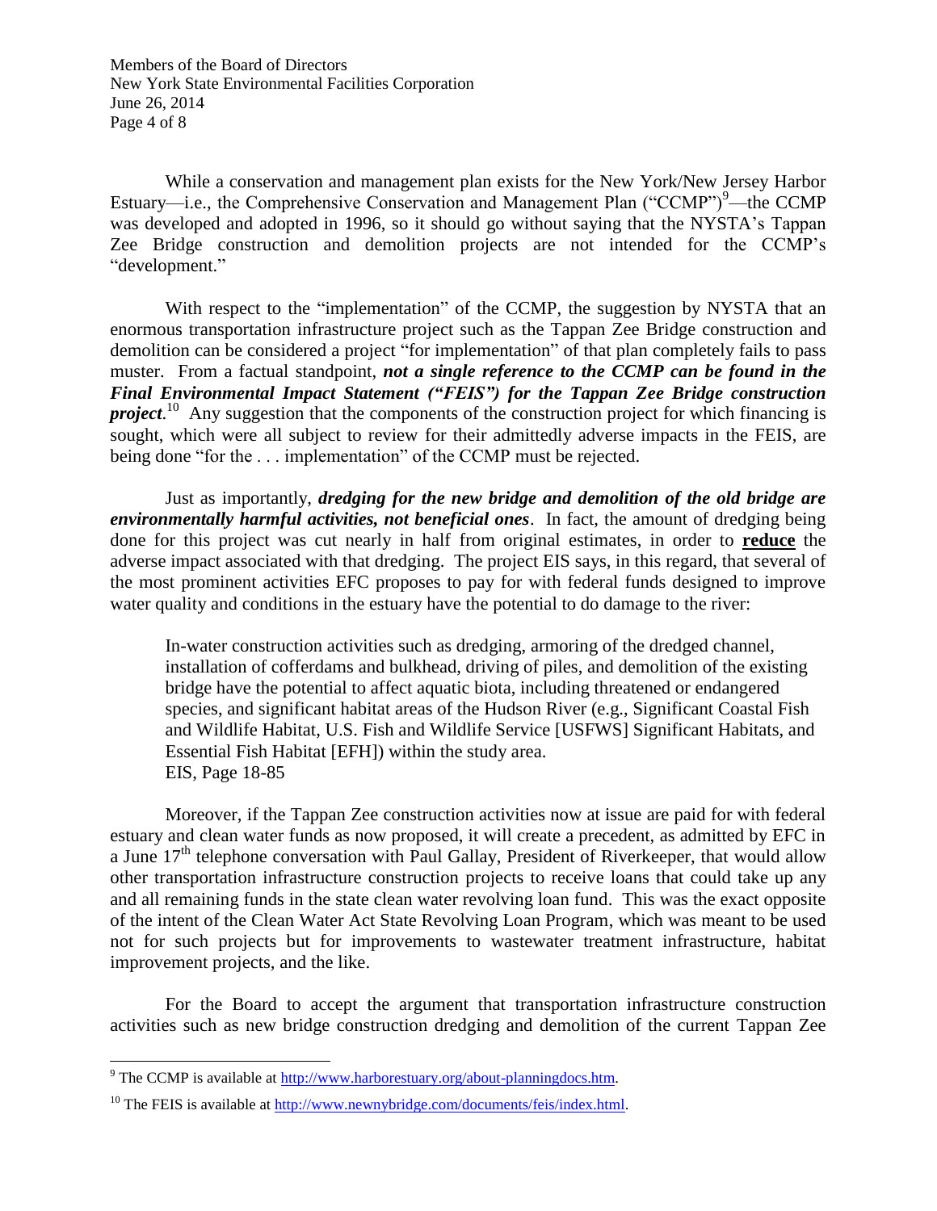While a conservation and management plan exists for the New York/New Jersey Harbor Estuary—i.e., the Comprehensive Conservation and Management Plan ("CCMP")[9]—the CCMP was developed and adopted in 1996, so it should go without saying that the NYSTA's Tappan Zee Bridge construction and demolition projects are not intended for the CCMP's "development."

With respect to the "implementation" of the CCMP, the suggestion by NYSTA that an enormous transportation infrastructure project such as the Tappan Zee Bridge construction and demolition can be considered a project "for implementation" of that plan completely fails to pass muster. From a factual standpoint, ***not a single reference to the CCMP can be found in the Final Environmental Impact Statement ("FEIS") for the Tappan Zee Bridge construction project***.[10] Any suggestion that the components of the construction project for which financing is sought, which were all subject to review for their admittedly adverse impacts in the FEIS, are being done "for the . . . implementation" of the CCMP must be rejected.

Just as importantly, ***dredging for the new bridge and demolition of the old bridge are environmentally harmful activities, not beneficial ones***. In fact, the amount of dredging being done for this project was cut nearly in half from original estimates, in order to **reduce** the adverse impact associated with that dredging. The project EIS says, in this regard, that several of the most prominent activities EFC proposes to pay for with federal funds designed to improve water quality and conditions in the estuary have the potential to do damage to the river:

> In-water construction activities such as dredging, armoring of the dredged channel, installation of cofferdams and bulkhead, driving of piles, and demolition of the existing bridge have the potential to affect aquatic biota, including threatened or endangered species, and significant habitat areas of the Hudson River (e.g., Significant Coastal Fish and Wildlife Habitat, U.S. Fish and Wildlife Service [USFWS] Significant Habitats, and Essential Fish Habitat [EFH]) within the study area.
> EIS, Page 18-85

Moreover, if the Tappan Zee construction activities now at issue are paid for with federal estuary and clean water funds as now proposed, it will create a precedent, as admitted by EFC in a June 17th telephone conversation with Paul Gallay, President of Riverkeeper, that would allow other transportation infrastructure construction projects to receive loans that could take up any and all remaining funds in the state clean water revolving loan fund. This was the exact opposite of the intent of the Clean Water Act State Revolving Loan Program, which was meant to be used not for such projects but for improvements to wastewater treatment infrastructure, habitat improvement projects, and the like.

For the Board to accept the argument that transportation infrastructure construction activities such as new bridge construction dredging and demolition of the current Tappan Zee

---

[9] The CCMP is available at http://www.harborestuary.org/about-planningdocs.htm.

[10] The FEIS is available at http://www.newnybridge.com/documents/feis/index.html.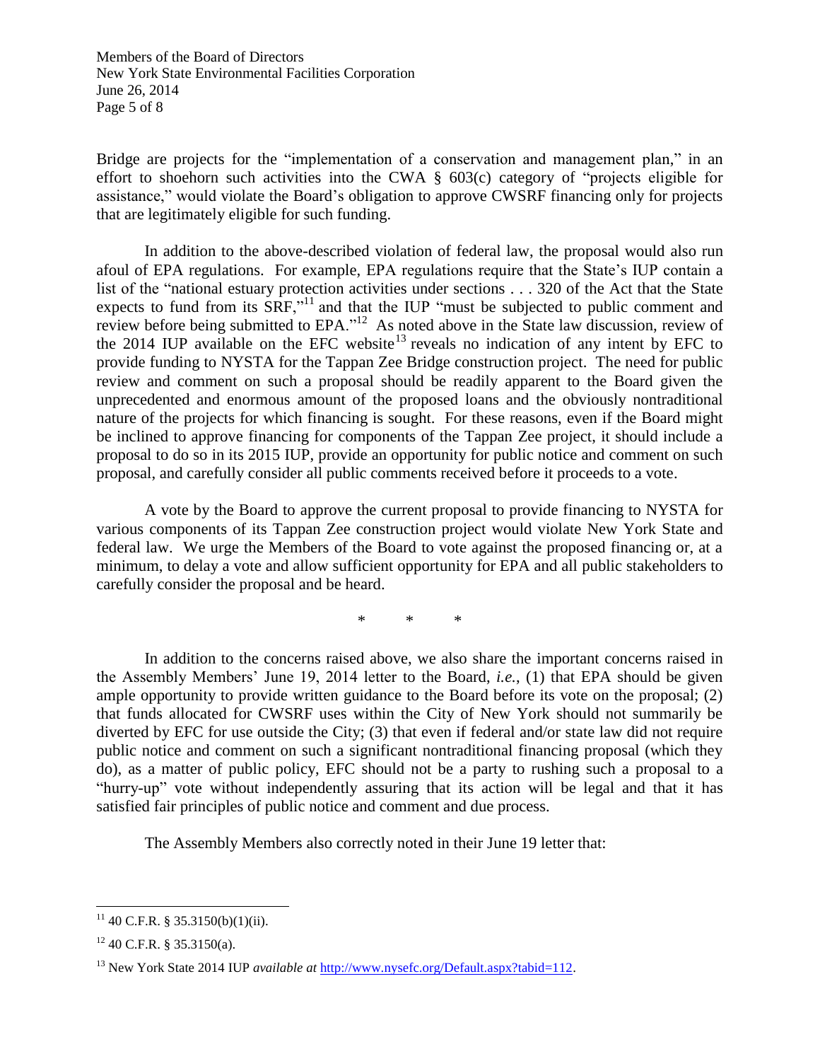Bridge are projects for the "implementation of a conservation and management plan," in an effort to shoehorn such activities into the CWA § 603(c) category of "projects eligible for assistance," would violate the Board's obligation to approve CWSRF financing only for projects that are legitimately eligible for such funding.

In addition to the above-described violation of federal law, the proposal would also run afoul of EPA regulations. For example, EPA regulations require that the State's IUP contain a list of the "national estuary protection activities under sections . . . 320 of the Act that the State expects to fund from its SRF,"[11] and that the IUP "must be subjected to public comment and review before being submitted to EPA."[12] As noted above in the State law discussion, review of the 2014 IUP available on the EFC website[13] reveals no indication of any intent by EFC to provide funding to NYSTA for the Tappan Zee Bridge construction project. The need for public review and comment on such a proposal should be readily apparent to the Board given the unprecedented and enormous amount of the proposed loans and the obviously nontraditional nature of the projects for which financing is sought. For these reasons, even if the Board might be inclined to approve financing for components of the Tappan Zee project, it should include a proposal to do so in its 2015 IUP, provide an opportunity for public notice and comment on such proposal, and carefully consider all public comments received before it proceeds to a vote.

A vote by the Board to approve the current proposal to provide financing to NYSTA for various components of its Tappan Zee construction project would violate New York State and federal law. We urge the Members of the Board to vote against the proposed financing or, at a minimum, to delay a vote and allow sufficient opportunity for EPA and all public stakeholders to carefully consider the proposal and be heard.

\* \* \*

In addition to the concerns raised above, we also share the important concerns raised in the Assembly Members' June 19, 2014 letter to the Board, *i.e.*, (1) that EPA should be given ample opportunity to provide written guidance to the Board before its vote on the proposal; (2) that funds allocated for CWSRF uses within the City of New York should not summarily be diverted by EFC for use outside the City; (3) that even if federal and/or state law did not require public notice and comment on such a significant nontraditional financing proposal (which they do), as a matter of public policy, EFC should not be a party to rushing such a proposal to a "hurry-up" vote without independently assuring that its action will be legal and that it has satisfied fair principles of public notice and comment and due process.

The Assembly Members also correctly noted in their June 19 letter that:

---

[11] 40 C.F.R. § 35.3150(b)(1)(ii).

[12] 40 C.F.R. § 35.3150(a).

[13] New York State 2014 IUP *available at* http://www.nysefc.org/Default.aspx?tabid=112.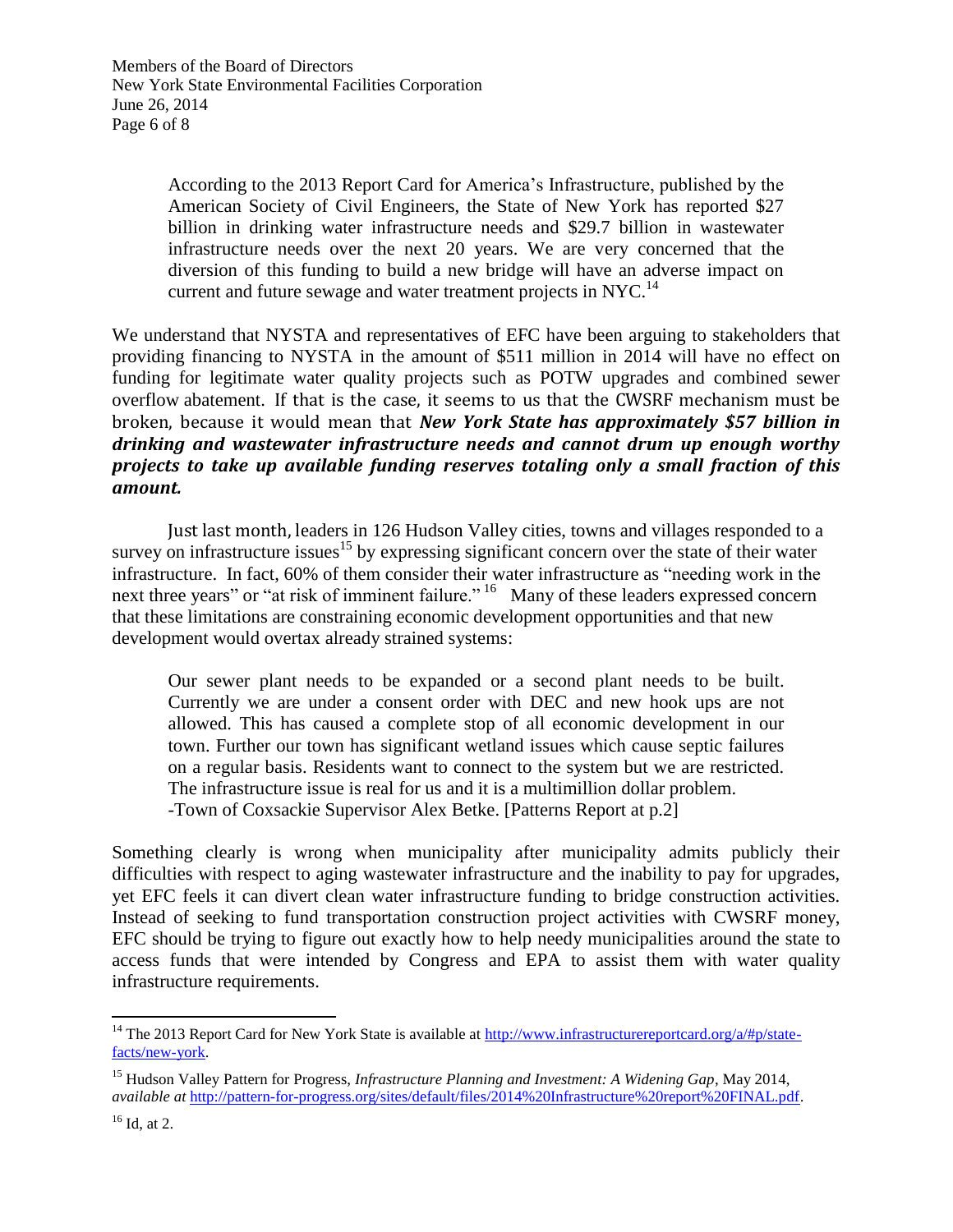> According to the 2013 Report Card for America's Infrastructure, published by the American Society of Civil Engineers, the State of New York has reported $27 billion in drinking water infrastructure needs and $29.7 billion in wastewater infrastructure needs over the next 20 years. We are very concerned that the diversion of this funding to build a new bridge will have an adverse impact on current and future sewage and water treatment projects in NYC.[14]

We understand that NYSTA and representatives of EFC have been arguing to stakeholders that providing financing to NYSTA in the amount of $511 million in 2014 will have no effect on funding for legitimate water quality projects such as POTW upgrades and combined sewer overflow abatement. If that is the case, it seems to us that the CWSRF mechanism must be broken, because it would mean that ***New York State has approximately $57 billion in drinking and wastewater infrastructure needs and cannot drum up enough worthy projects to take up available funding reserves totaling only a small fraction of this amount.***

Just last month, leaders in 126 Hudson Valley cities, towns and villages responded to a survey on infrastructure issues[15] by expressing significant concern over the state of their water infrastructure. In fact, 60% of them consider their water infrastructure as "needing work in the next three years" or "at risk of imminent failure." [16] Many of these leaders expressed concern that these limitations are constraining economic development opportunities and that new development would overtax already strained systems:

> Our sewer plant needs to be expanded or a second plant needs to be built. Currently we are under a consent order with DEC and new hook ups are not allowed. This has caused a complete stop of all economic development in our town. Further our town has significant wetland issues which cause septic failures on a regular basis. Residents want to connect to the system but we are restricted. The infrastructure issue is real for us and it is a multimillion dollar problem.
> -Town of Coxsackie Supervisor Alex Betke. [Patterns Report at p.2]

Something clearly is wrong when municipality after municipality admits publicly their difficulties with respect to aging wastewater infrastructure and the inability to pay for upgrades, yet EFC feels it can divert clean water infrastructure funding to bridge construction activities. Instead of seeking to fund transportation construction project activities with CWSRF money, EFC should be trying to figure out exactly how to help needy municipalities around the state to access funds that were intended by Congress and EPA to assist them with water quality infrastructure requirements.

---

[14] The 2013 Report Card for New York State is available at http://www.infrastructurereportcard.org/a/#p/state-facts/new-york.

[15] Hudson Valley Pattern for Progress, *Infrastructure Planning and Investment: A Widening Gap*, May 2014, *available at* http://pattern-for-progress.org/sites/default/files/2014%20Infrastructure%20report%20FINAL.pdf.

[16] Id, at 2.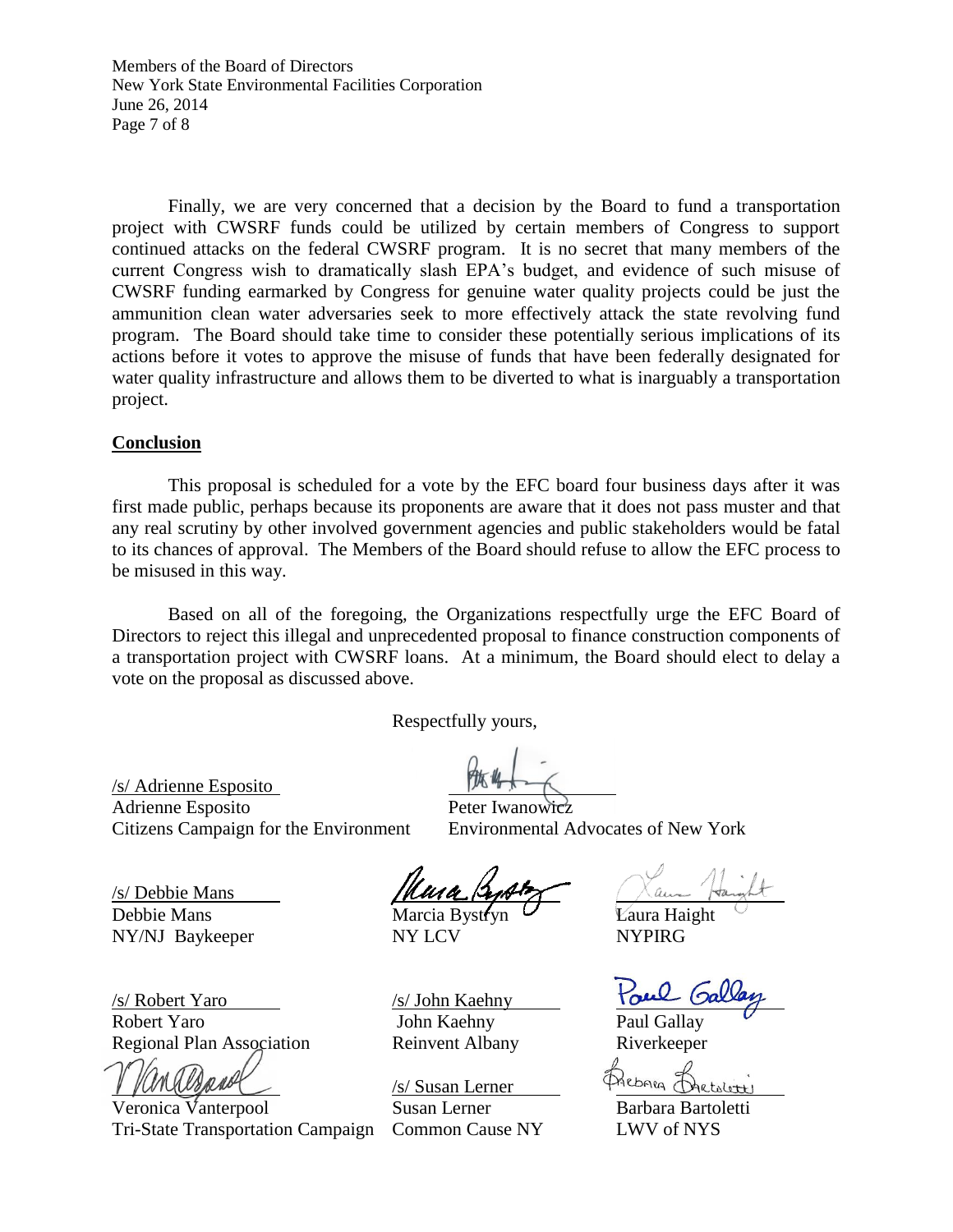Finally, we are very concerned that a decision by the Board to fund a transportation project with CWSRF funds could be utilized by certain members of Congress to support continued attacks on the federal CWSRF program. It is no secret that many members of the current Congress wish to dramatically slash EPA's budget, and evidence of such misuse of CWSRF funding earmarked by Congress for genuine water quality projects could be just the ammunition clean water adversaries seek to more effectively attack the state revolving fund program. The Board should take time to consider these potentially serious implications of its actions before it votes to approve the misuse of funds that have been federally designated for water quality infrastructure and allows them to be diverted to what is inarguably a transportation project.

## Conclusion

This proposal is scheduled for a vote by the EFC board four business days after it was first made public, perhaps because its proponents are aware that it does not pass muster and that any real scrutiny by other involved government agencies and public stakeholders would be fatal to its chances of approval. The Members of the Board should refuse to allow the EFC process to be misused in this way.

Based on all of the foregoing, the Organizations respectfully urge the EFC Board of Directors to reject this illegal and unprecedented proposal to finance construction components of a transportation project with CWSRF loans. At a minimum, the Board should elect to delay a vote on the proposal as discussed above.

Respectfully yours,

/s/ Adrienne Esposito
Adrienne Esposito
Citizens Campaign for the Environment

Peter Iwanowicz
Environmental Advocates of New York

/s/ Debbie Mans
Debbie Mans
NY/NJ Baykeeper

Marcia Bystryn
NY LCV

Laura Haight
NYPIRG

/s/ Robert Yaro
Robert Yaro
Regional Plan Association

/s/ John Kaehny
John Kaehny
Reinvent Albany

Paul Gallay
Riverkeeper

Veronica Vanterpool
Tri-State Transportation Campaign

/s/ Susan Lerner
Susan Lerner
Common Cause NY

Barbara Bartoletti
LWV of NYS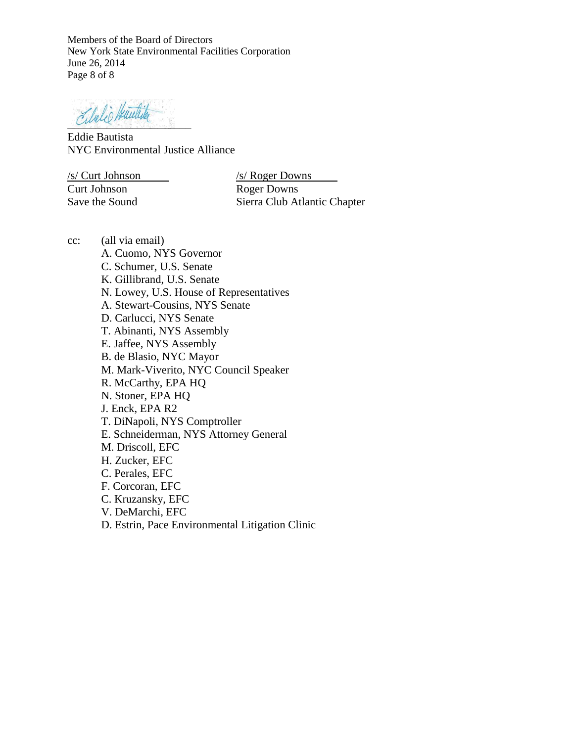Members of the Board of Directors
New York State Environmental Facilities Corporation
June 26, 2014

Eddie Bautista
NYC Environmental Justice Alliance

/s/ Curt Johnson
Curt Johnson
Save the Sound

/s/ Roger Downs
Roger Downs
Sierra Club Atlantic Chapter

cc: (all via email)
A. Cuomo, NYS Governor
C. Schumer, U.S. Senate
K. Gillibrand, U.S. Senate
N. Lowey, U.S. House of Representatives
A. Stewart-Cousins, NYS Senate
D. Carlucci, NYS Senate
T. Abinanti, NYS Assembly
E. Jaffee, NYS Assembly
B. de Blasio, NYC Mayor
M. Mark-Viverito, NYC Council Speaker
R. McCarthy, EPA HQ
N. Stoner, EPA HQ
J. Enck, EPA R2
T. DiNapoli, NYS Comptroller
E. Schneiderman, NYS Attorney General
M. Driscoll, EFC
H. Zucker, EFC
C. Perales, EFC
F. Corcoran, EFC
C. Kruzansky, EFC
V. DeMarchi, EFC
D. Estrin, Pace Environmental Litigation Clinic